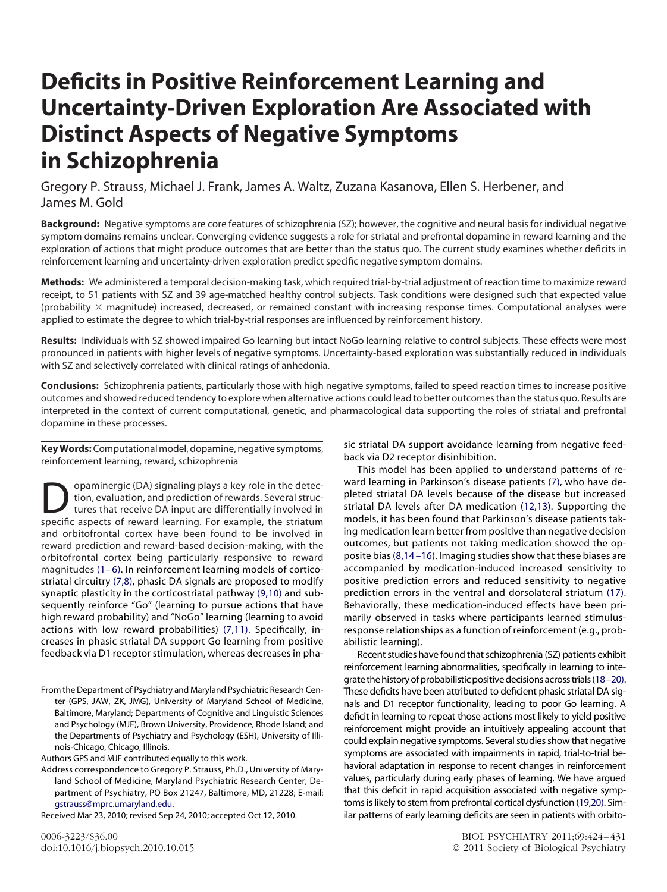# Deficits in Positive Reinforcement Learning and Uncertainty-Driven Exploration Are Associated with Distinct Aspects of Negative Symptoms in Schizophrenia

Gregory P. Strauss, Michael J. Frank, James A. Waltz, Zuzana Kasanova, Ellen S. Herbener, and James M. Gold

**Background:** Negative symptoms are core features of schizophrenia (SZ); however, the cognitive and neural basis for individual negative symptom domains remains unclear. Converging evidence suggests a role for striatal and prefrontal dopamine in reward learning and the exploration of actions that might produce outcomes that are better than the status quo. The current study examines whether deficits in reinforcement learning and uncertainty-driven exploration predict specific negative symptom domains.

**Methods:** We administered a temporal decision-making task, which required trial-by-trial adjustment of reaction time to maximize reward receipt, to 51 patients with SZ and 39 age-matched healthy control subjects. Task conditions were designed such that expected value (probability $\times$ magnitude) increased, decreased, or remained constant with increasing response times. Computational analyses were applied to estimate the degree to which trial-by-trial responses are influenced by reinforcement history.

**Results:** Individuals with SZ showed impaired Go learning but intact NoGo learning relative to control subjects. These effects were most pronounced in patients with higher levels of negative symptoms. Uncertainty-based exploration was substantially reduced in individuals with SZ and selectively correlated with clinical ratings of anhedonia.

**Conclusions:** Schizophrenia patients, particularly those with high negative symptoms, failed to speed reaction times to increase positive outcomes and showed reduced tendency to explore when alternative actions could lead to better outcomes than the status quo. Results are interpreted in the context of current computational, genetic, and pharmacological data supporting the roles of striatal and prefrontal dopamine in these processes.

**Key Words:** Computational model, dopamine, negative symptoms, reinforcement learning, reward, schizophrenia

Dopaminergic (DA) signaling plays a key role in the detection, evaluation, and prediction of rewards. Several structures that receive DA input are differentially involved in specific aspects of reward learning. For example, the striatum and orbitofrontal cortex have been found to be involved in reward prediction and reward-based decision-making, with the orbitofrontal cortex being particularly responsive to reward magnitudes (1–6). In reinforcement learning models of corticostriatal circuitry (7,8), phasic DA signals are proposed to modify synaptic plasticity in the corticostriatal pathway (9,10) and subsequently reinforce "Go" (learning to pursue actions that have high reward probability) and "NoGo" learning (learning to avoid actions with low reward probabilities) (7,11). Specifically, increases in phasic striatal DA support Go learning from positive feedback via D1 receptor stimulation, whereas decreases in phasic striatal DA support avoidance learning from negative feedback via D2 receptor disinhibition.

This model has been applied to understand patterns of reward learning in Parkinson's disease patients (7), who have depleted striatal DA levels because of the disease but increased striatal DA levels after DA medication (12,13). Supporting the models, it has been found that Parkinson's disease patients taking medication learn better from positive than negative decision outcomes, but patients not taking medication showed the opposite bias (8,14–16). Imaging studies show that these biases are accompanied by medication-induced increased sensitivity to positive prediction errors and reduced sensitivity to negative prediction errors in the ventral and dorsolateral striatum (17). Behaviorally, these medication-induced effects have been primarily observed in tasks where participants learned stimulus-response relationships as a function of reinforcement (e.g., probabilistic learning).

Recent studies have found that schizophrenia (SZ) patients exhibit reinforcement learning abnormalities, specifically in learning to integrate the history of probabilistic positive decisions across trials (18–20). These deficits have been attributed to deficient phasic striatal DA signals and D1 receptor functionality, leading to poor Go learning. A deficit in learning to repeat those actions most likely to yield positive reinforcement might provide an intuitively appealing account that could explain negative symptoms. Several studies show that negative symptoms are associated with impairments in rapid, trial-to-trial behavioral adaptation in response to recent changes in reinforcement values, particularly during early phases of learning. We have argued that this deficit in rapid acquisition associated with negative symptoms is likely to stem from prefrontal cortical dysfunction (19,20). Similar patterns of early learning deficits are seen in patients with orbito-

From the Department of Psychiatry and Maryland Psychiatric Research Center (GPS, JAW, ZK, JMG), University of Maryland School of Medicine, Baltimore, Maryland; Departments of Cognitive and Linguistic Sciences and Psychology (MJF), Brown University, Providence, Rhode Island; and the Departments of Psychiatry and Psychology (ESH), University of Illinois-Chicago, Chicago, Illinois.

Authors GPS and MJF contributed equally to this work.

Address correspondence to Gregory P. Strauss, Ph.D., University of Maryland School of Medicine, Maryland Psychiatric Research Center, Department of Psychiatry, PO Box 21247, Baltimore, MD, 21228; E-mail: gstrauss@mprc.umaryland.edu.

Received Mar 23, 2010; revised Sep 24, 2010; accepted Oct 12, 2010.

0006-3223/$36.00
doi:10.1016/j.biopsych.2010.10.015
© 2011 Society of Biological Psychiatry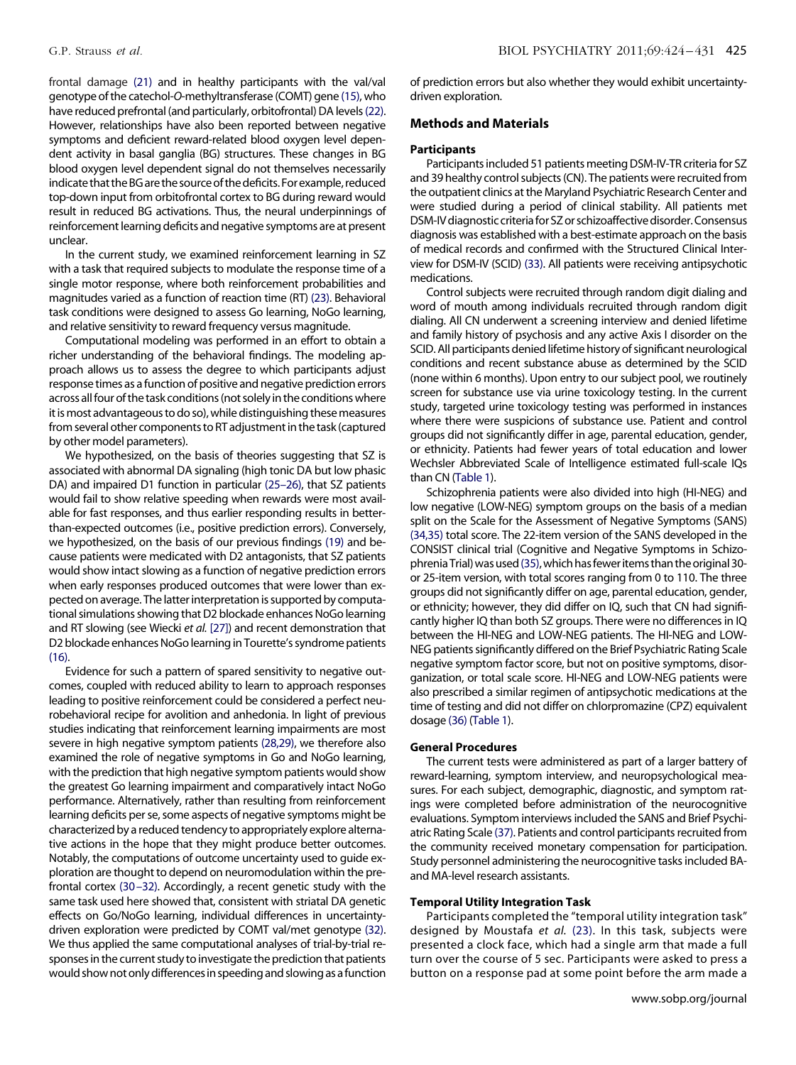frontal damage (21) and in healthy participants with the val/val genotype of the catechol-*O*-methyltransferase (COMT) gene (15), who have reduced prefrontal (and particularly, orbitofrontal) DA levels (22). However, relationships have also been reported between negative symptoms and deficient reward-related blood oxygen level dependent activity in basal ganglia (BG) structures. These changes in BG blood oxygen level dependent signal do not themselves necessarily indicate that the BG are the source of the deficits. For example, reduced top-down input from orbitofrontal cortex to BG during reward would result in reduced BG activations. Thus, the neural underpinnings of reinforcement learning deficits and negative symptoms are at present unclear.

In the current study, we examined reinforcement learning in SZ with a task that required subjects to modulate the response time of a single motor response, where both reinforcement probabilities and magnitudes varied as a function of reaction time (RT) (23). Behavioral task conditions were designed to assess Go learning, NoGo learning, and relative sensitivity to reward frequency versus magnitude.

Computational modeling was performed in an effort to obtain a richer understanding of the behavioral findings. The modeling approach allows us to assess the degree to which participants adjust response times as a function of positive and negative prediction errors across all four of the task conditions (not solely in the conditions where it is most advantageous to do so), while distinguishing these measures from several other components to RT adjustment in the task (captured by other model parameters).

We hypothesized, on the basis of theories suggesting that SZ is associated with abnormal DA signaling (high tonic DA but low phasic DA) and impaired D1 function in particular (25–26), that SZ patients would fail to show relative speeding when rewards were most available for fast responses, and thus earlier responding results in better-than-expected outcomes (i.e., positive prediction errors). Conversely, we hypothesized, on the basis of our previous findings (19) and because patients were medicated with D2 antagonists, that SZ patients would show intact slowing as a function of negative prediction errors when early responses produced outcomes that were lower than expected on average. The latter interpretation is supported by computational simulations showing that D2 blockade enhances NoGo learning and RT slowing (see Wiecki *et al.* [27]) and recent demonstration that D2 blockade enhances NoGo learning in Tourette's syndrome patients (16).

Evidence for such a pattern of spared sensitivity to negative outcomes, coupled with reduced ability to learn to approach responses leading to positive reinforcement could be considered a perfect neurobehavioral recipe for avolition and anhedonia. In light of previous studies indicating that reinforcement learning impairments are most severe in high negative symptom patients (28,29), we therefore also examined the role of negative symptoms in Go and NoGo learning, with the prediction that high negative symptom patients would show the greatest Go learning impairment and comparatively intact NoGo performance. Alternatively, rather than resulting from reinforcement learning deficits per se, some aspects of negative symptoms might be characterized by a reduced tendency to appropriately explore alternative actions in the hope that they might produce better outcomes. Notably, the computations of outcome uncertainty used to guide exploration are thought to depend on neuromodulation within the prefrontal cortex (30–32). Accordingly, a recent genetic study with the same task used here showed that, consistent with striatal DA genetic effects on Go/NoGo learning, individual differences in uncertainty-driven exploration were predicted by COMT val/met genotype (32). We thus applied the same computational analyses of trial-by-trial responses in the current study to investigate the prediction that patients would show not only differences in speeding and slowing as a function of prediction errors but also whether they would exhibit uncertainty-driven exploration.

## Methods and Materials

### Participants

Participants included 51 patients meeting DSM-IV-TR criteria for SZ and 39 healthy control subjects (CN). The patients were recruited from the outpatient clinics at the Maryland Psychiatric Research Center and were studied during a period of clinical stability. All patients met DSM-IV diagnostic criteria for SZ or schizoaffective disorder. Consensus diagnosis was established with a best-estimate approach on the basis of medical records and confirmed with the Structured Clinical Interview for DSM-IV (SCID) (33). All patients were receiving antipsychotic medications.

Control subjects were recruited through random digit dialing and word of mouth among individuals recruited through random digit dialing. All CN underwent a screening interview and denied lifetime and family history of psychosis and any active Axis I disorder on the SCID. All participants denied lifetime history of significant neurological conditions and recent substance abuse as determined by the SCID (none within 6 months). Upon entry to our subject pool, we routinely screen for substance use via urine toxicology testing. In the current study, targeted urine toxicology testing was performed in instances where there were suspicions of substance use. Patient and control groups did not significantly differ in age, parental education, gender, or ethnicity. Patients had fewer years of total education and lower Wechsler Abbreviated Scale of Intelligence estimated full-scale IQs than CN (Table 1).

Schizophrenia patients were also divided into high (HI-NEG) and low negative (LOW-NEG) symptom groups on the basis of a median split on the Scale for the Assessment of Negative Symptoms (SANS) (34,35) total score. The 22-item version of the SANS developed in the CONSIST clinical trial (Cognitive and Negative Symptoms in Schizophrenia Trial) was used (35), which has fewer items than the original 30- or 25-item version, with total scores ranging from 0 to 110. The three groups did not significantly differ on age, parental education, gender, or ethnicity; however, they did differ on IQ, such that CN had significantly higher IQ than both SZ groups. There were no differences in IQ between the HI-NEG and LOW-NEG patients. The HI-NEG and LOW-NEG patients significantly differed on the Brief Psychiatric Rating Scale negative symptom factor score, but not on positive symptoms, disorganization, or total scale score. HI-NEG and LOW-NEG patients were also prescribed a similar regimen of antipsychotic medications at the time of testing and did not differ on chlorpromazine (CPZ) equivalent dosage (36) (Table 1).

### General Procedures

The current tests were administered as part of a larger battery of reward-learning, symptom interview, and neuropsychological measures. For each subject, demographic, diagnostic, and symptom ratings were completed before administration of the neurocognitive evaluations. Symptom interviews included the SANS and Brief Psychiatric Rating Scale (37). Patients and control participants recruited from the community received monetary compensation for participation. Study personnel administering the neurocognitive tasks included BA- and MA-level research assistants.

### Temporal Utility Integration Task

Participants completed the "temporal utility integration task" designed by Moustafa *et al.* (23). In this task, subjects were presented a clock face, which had a single arm that made a full turn over the course of 5 sec. Participants were asked to press a button on a response pad at some point before the arm made a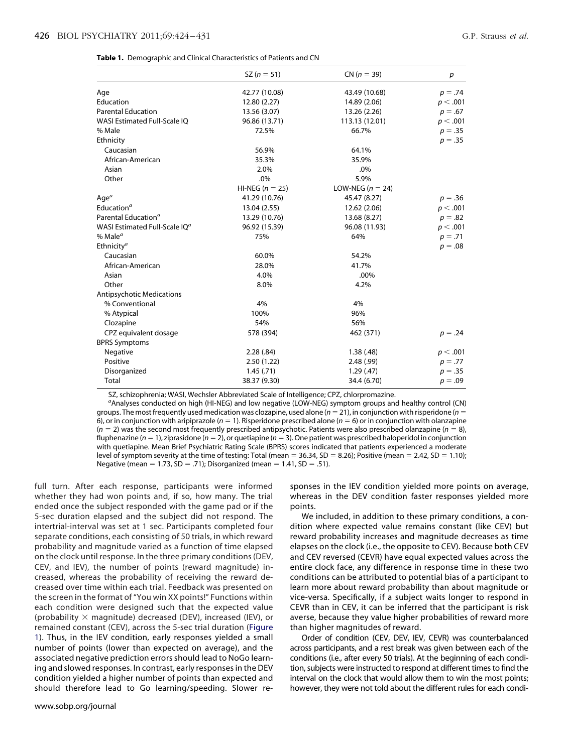**Table 1.** Demographic and Clinical Characteristics of Patients and CN

| | SZ ($n = 51$) | CN ($n = 39$) | $p$ |
|---|---|---|---|
| Age | 42.77 (10.08) | 43.49 (10.68) | $p = .74$ |
| Education | 12.80 (2.27) | 14.89 (2.06) | $p < .001$ |
| Parental Education | 13.56 (3.07) | 13.26 (2.26) | $p = .67$ |
| WASI Estimated Full-Scale IQ | 96.86 (13.71) | 113.13 (12.01) | $p < .001$ |
| % Male | 72.5% | 66.7% | $p = .35$ |
| Ethnicity | | | $p = .35$ |
| Caucasian | 56.9% | 64.1% | |
| African-American | 35.3% | 35.9% | |
| Asian | 2.0% | .0% | |
| Other | .0% | 5.9% | |
| | HI-NEG ($n = 25$) | LOW-NEG ($n = 24$) | |
| Age[a] | 41.29 (10.76) | 45.47 (8.27) | $p = .36$ |
| Education[a] | 13.04 (2.55) | 12.62 (2.06) | $p < .001$ |
| Parental Education[a] | 13.29 (10.76) | 13.68 (8.27) | $p = .82$ |
| WASI Estimated Full-Scale IQ[a] | 96.92 (15.39) | 96.08 (11.93) | $p < .001$ |
| % Male[a] | 75% | 64% | $p = .71$ |
| Ethnicity[a] | | | $p = .08$ |
| Caucasian | 60.0% | 54.2% | |
| African-American | 28.0% | 41.7% | |
| Asian | 4.0% | .00% | |
| Other | 8.0% | 4.2% | |
| Antipsychotic Medications | | | |
| % Conventional | 4% | 4% | |
| % Atypical | 100% | 96% | |
| Clozapine | 54% | 56% | |
| CPZ equivalent dosage | 578 (394) | 462 (371) | $p = .24$ |
| BPRS Symptoms | | | |
| Negative | 2.28 (.84) | 1.38 (.48) | $p < .001$ |
| Positive | 2.50 (1.22) | 2.48 (.99) | $p = .77$ |
| Disorganized | 1.45 (.71) | 1.29 (.47) | $p = .35$ |
| Total | 38.37 (9.30) | 34.4 (6.70) | $p = .09$ |

SZ, schizophrenia; WASI, Wechsler Abbreviated Scale of Intelligence; CPZ, chlorpromazine.

[a]Analyses conducted on high (HI-NEG) and low negative (LOW-NEG) symptom groups and healthy control (CN) groups. The most frequently used medication was clozapine, used alone ($n = 21$), in conjunction with risperidone ($n = 6$), or in conjunction with aripiprazole ($n = 1$). Risperidone prescribed alone ($n = 6$) or in conjunction with olanzapine ($n = 2$) was the second most frequently prescribed antipsychotic. Patients were also prescribed olanzapine ($n = 8$), fluphenazine ($n = 1$), ziprasidone ($n = 2$), or quetiapine ($n = 3$). One patient was prescribed haloperidol in conjunction with quetiapine. Mean Brief Psychiatric Rating Scale (BPRS) scores indicated that patients experienced a moderate level of symptom severity at the time of testing: Total (mean = 36.34, SD = 8.26); Positive (mean = 2.42, SD = 1.10); Negative (mean = 1.73, SD = .71); Disorganized (mean = 1.41, SD = .51).

full turn. After each response, participants were informed whether they had won points and, if so, how many. The trial ended once the subject responded with the game pad or if the 5-sec duration elapsed and the subject did not respond. The intertrial-interval was set at 1 sec. Participants completed four separate conditions, each consisting of 50 trials, in which reward probability and magnitude varied as a function of time elapsed on the clock until response. In the three primary conditions (DEV, CEV, and IEV), the number of points (reward magnitude) increased, whereas the probability of receiving the reward decreased over time within each trial. Feedback was presented on the screen in the format of "You win XX points!" Functions within each condition were designed such that the expected value (probability × magnitude) decreased (DEV), increased (IEV), or remained constant (CEV), across the 5-sec trial duration (Figure 1). Thus, in the IEV condition, early responses yielded a small number of points (lower than expected on average), and the associated negative prediction errors should lead to NoGo learning and slowed responses. In contrast, early responses in the DEV condition yielded a higher number of points than expected and should therefore lead to Go learning/speeding. Slower responses in the IEV condition yielded more points on average, whereas in the DEV condition faster responses yielded more points.

We included, in addition to these primary conditions, a condition where expected value remains constant (like CEV) but reward probability increases and magnitude decreases as time elapses on the clock (i.e., the opposite to CEV). Because both CEV and CEV reversed (CEVR) have equal expected values across the entire clock face, any difference in response time in these two conditions can be attributed to potential bias of a participant to learn more about reward probability than about magnitude or vice-versa. Specifically, if a subject waits longer to respond in CEVR than in CEV, it can be inferred that the participant is risk averse, because they value higher probabilities of reward more than higher magnitudes of reward.

Order of condition (CEV, DEV, IEV, CEVR) was counterbalanced across participants, and a rest break was given between each of the conditions (i.e., after every 50 trials). At the beginning of each condition, subjects were instructed to respond at different times to find the interval on the clock that would allow them to win the most points; however, they were not told about the different rules for each condi-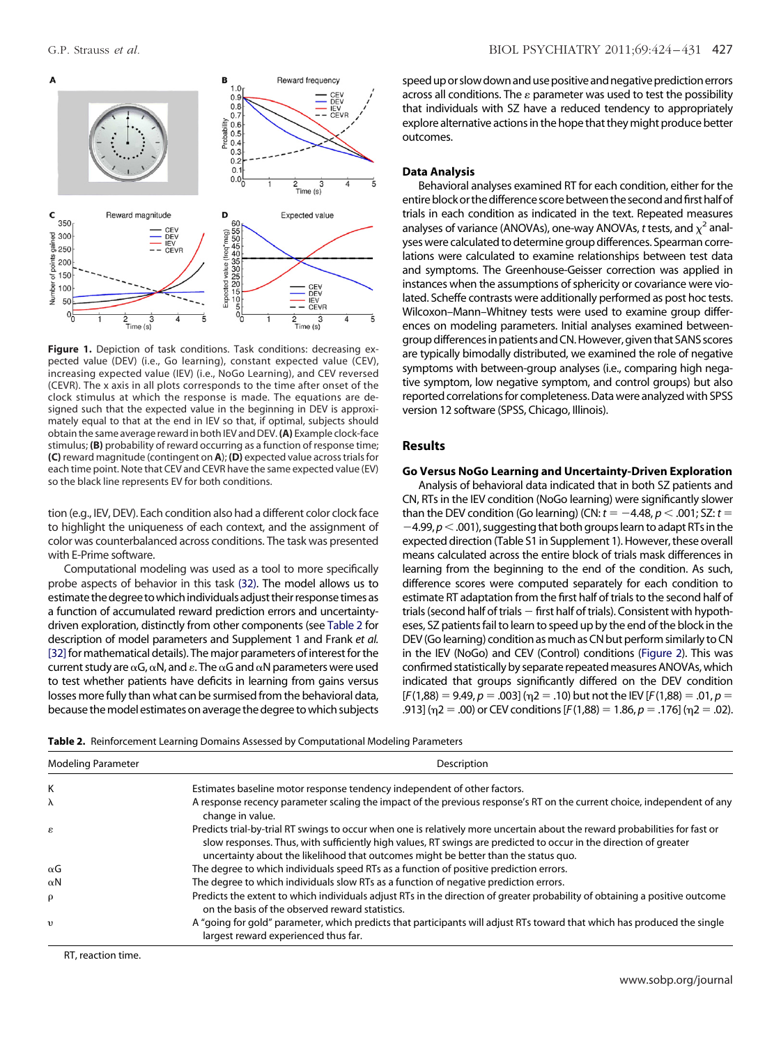**Figure 1.** Depiction of task conditions. Task conditions: decreasing expected value (DEV) (i.e., Go learning), constant expected value (CEV), increasing expected value (IEV) (i.e., NoGo Learning), and CEV reversed (CEVR). The x axis in all plots corresponds to the time after onset of the clock stimulus at which the response is made. The equations are designed such that the expected value in the beginning in DEV is approximately equal to that at the end in IEV so that, if optimal, subjects should obtain the same average reward in both IEV and DEV. **(A)** Example clock-face stimulus; **(B)** probability of reward occurring as a function of response time; **(C)** reward magnitude (contingent on **A**); **(D)** expected value across trials for each time point. Note that CEV and CEVR have the same expected value (EV) so the black line represents EV for both conditions.

tion (e.g., IEV, DEV). Each condition also had a different color clock face to highlight the uniqueness of each context, and the assignment of color was counterbalanced across conditions. The task was presented with E-Prime software.

Computational modeling was used as a tool to more specifically probe aspects of behavior in this task (32). The model allows us to estimate the degree to which individuals adjust their response times as a function of accumulated reward prediction errors and uncertainty-driven exploration, distinctly from other components (see Table 2 for description of model parameters and Supplement 1 and Frank *et al.* [32] for mathematical details). The major parameters of interest for the current study are $\alpha G$, $\alpha N$, and $\varepsilon$. The $\alpha G$ and $\alpha N$ parameters were used to test whether patients have deficits in learning from gains versus losses more fully than what can be surmised from the behavioral data, because the model estimates on average the degree to which subjects speed up or slow down and use positive and negative prediction errors across all conditions. The $\varepsilon$ parameter was used to test the possibility that individuals with SZ have a reduced tendency to appropriately explore alternative actions in the hope that they might produce better outcomes.

### Data Analysis

Behavioral analyses examined RT for each condition, either for the entire block or the difference score between the second and first half of trials in each condition as indicated in the text. Repeated measures analyses of variance (ANOVAs), one-way ANOVAs, *t* tests, and $\chi^2$ analyses were calculated to determine group differences. Spearman correlations were calculated to examine relationships between test data and symptoms. The Greenhouse-Geisser correction was applied in instances when the assumptions of sphericity or covariance were violated. Scheffe contrasts were additionally performed as post hoc tests. Wilcoxon–Mann–Whitney tests were used to examine group differences on modeling parameters. Initial analyses examined between-group differences in patients and CN. However, given that SANS scores are typically bimodally distributed, we examined the role of negative symptoms with between-group analyses (i.e., comparing high negative symptom, low negative symptom, and control groups) but also reported correlations for completeness. Data were analyzed with SPSS version 12 software (SPSS, Chicago, Illinois).

## Results

### Go Versus NoGo Learning and Uncertainty-Driven Exploration

Analysis of behavioral data indicated that in both SZ patients and CN, RTs in the IEV condition (NoGo learning) were significantly slower than the DEV condition (Go learning) (CN: $t = -4.48$, $p < .001$; SZ: $t = -4.99$, $p < .001$), suggesting that both groups learn to adapt RTs in the expected direction (Table S1 in Supplement 1). However, these overall means calculated across the entire block of trials mask differences in learning from the beginning to the end of the condition. As such, difference scores were computed separately for each condition to estimate RT adaptation from the first half of trials to the second half of trials (second half of trials − first half of trials). Consistent with hypotheses, SZ patients fail to learn to speed up by the end of the block in the DEV (Go learning) condition as much as CN but perform similarly to CN in the IEV (NoGo) and CEV (Control) conditions (Figure 2). This was confirmed statistically by separate repeated measures ANOVAs, which indicated that groups significantly differed on the DEV condition [$F(1,88) = 9.49$, $p = .003$] ($\eta 2 = .10$) but not the IEV [$F(1,88) = .01$, $p = .913$] ($\eta 2 = .00$) or CEV conditions [$F(1,88) = 1.86$, $p = .176$] ($\eta 2 = .02$).

**Table 2.** Reinforcement Learning Domains Assessed by Computational Modeling Parameters

| Modeling Parameter | Description |
|---|---|
| K | Estimates baseline motor response tendency independent of other factors. |
| $\lambda$ | A response recency parameter scaling the impact of the previous response's RT on the current choice, independent of any change in value. |
| $\varepsilon$ | Predicts trial-by-trial RT swings to occur when one is relatively more uncertain about the reward probabilities for fast or slow responses. Thus, with sufficiently high values, RT swings are predicted to occur in the direction of greater uncertainty about the likelihood that outcomes might be better than the status quo. |
| $\alpha G$ | The degree to which individuals speed RTs as a function of positive prediction errors. |
| $\alpha N$ | The degree to which individuals slow RTs as a function of negative prediction errors. |
| $\rho$ | Predicts the extent to which individuals adjust RTs in the direction of greater probability of obtaining a positive outcome on the basis of the observed reward statistics. |
| $\upsilon$ | A "going for gold" parameter, which predicts that participants will adjust RTs toward that which has produced the single largest reward experienced thus far. |

RT, reaction time.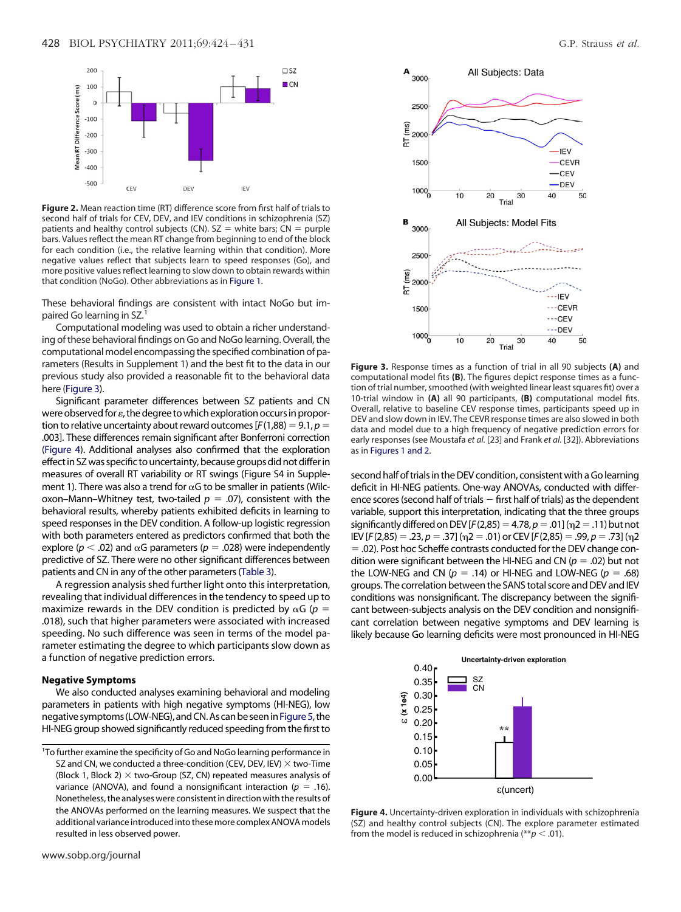**Figure 2.** Mean reaction time (RT) difference score from first half of trials to second half of trials for CEV, DEV, and IEV conditions in schizophrenia (SZ) patients and healthy control subjects (CN). SZ = white bars; CN = purple bars. Values reflect the mean RT change from beginning to end of the block for each condition (i.e., the relative learning within that condition). More negative values reflect that subjects learn to speed responses (Go), and more positive values reflect learning to slow down to obtain rewards within that condition (NoGo). Other abbreviations as in Figure 1.

These behavioral findings are consistent with intact NoGo but impaired Go learning in SZ.[1]

Computational modeling was used to obtain a richer understanding of these behavioral findings on Go and NoGo learning. Overall, the computational model encompassing the specified combination of parameters (Results in Supplement 1) and the best fit to the data in our previous study also provided a reasonable fit to the behavioral data here (Figure 3).

Significant parameter differences between SZ patients and CN were observed for $\varepsilon$, the degree to which exploration occurs in proportion to relative uncertainty about reward outcomes [$F(1,88) = 9.1$, $p = .003$]. These differences remain significant after Bonferroni correction (Figure 4). Additional analyses also confirmed that the exploration effect in SZ was specific to uncertainty, because groups did not differ in measures of overall RT variability or RT swings (Figure S4 in Supplement 1). There was also a trend for $\alpha G$ to be smaller in patients (Wilcoxon–Mann–Whitney test, two-tailed $p = .07$), consistent with the behavioral results, whereby patients exhibited deficits in learning to speed responses in the DEV condition. A follow-up logistic regression with both parameters entered as predictors confirmed that both the explore ($p < .02$) and $\alpha G$ parameters ($p = .028$) were independently predictive of SZ. There were no other significant differences between patients and CN in any of the other parameters (Table 3).

A regression analysis shed further light onto this interpretation, revealing that individual differences in the tendency to speed up to maximize rewards in the DEV condition is predicted by $\alpha G$ ($p = .018$), such that higher parameters were associated with increased speeding. No such difference was seen in terms of the model parameter estimating the degree to which participants slow down as a function of negative prediction errors.

### Negative Symptoms

We also conducted analyses examining behavioral and modeling parameters in patients with high negative symptoms (HI-NEG), low negative symptoms (LOW-NEG), and CN. As can be seen in Figure 5, the HI-NEG group showed significantly reduced speeding from the first to second half of trials in the DEV condition, consistent with a Go learning deficit in HI-NEG patients. One-way ANOVAs, conducted with difference scores (second half of trials − first half of trials) as the dependent variable, support this interpretation, indicating that the three groups significantly differed on DEV [$F(2,85) = 4.78$, $p = .01$] ($\eta 2 = .11$) but not IEV [$F(2,85) = .23$, $p = .37$] ($\eta 2 = .01$) or CEV [$F(2,85) = .99$, $p = .73$] ($\eta 2 = .02$). Post hoc Scheffe contrasts conducted for the DEV change condition were significant between the HI-NEG and CN ($p = .02$) but not the LOW-NEG and CN ($p = .14$) or HI-NEG and LOW-NEG ($p = .68$) groups. The correlation between the SANS total score and DEV and IEV conditions was nonsignificant. The discrepancy between the significant between-subjects analysis on the DEV condition and nonsignificant correlation between negative symptoms and DEV learning is likely because Go learning deficits were most pronounced in HI-NEG

[1]To further examine the specificity of Go and NoGo learning performance in SZ and CN, we conducted a three-condition (CEV, DEV, IEV) × two-Time (Block 1, Block 2) × two-Group (SZ, CN) repeated measures analysis of variance (ANOVA), and found a nonsignificant interaction ($p = .16$). Nonetheless, the analyses were consistent in direction with the results of the ANOVAs performed on the learning measures. We suspect that the additional variance introduced into these more complex ANOVA models resulted in less observed power.

**Figure 3.** Response times as a function of trial in all 90 subjects **(A)** and computational model fits **(B)**. The figures depict response times as a function of trial number, smoothed (with weighted linear least squares fit) over a 10-trial window in **(A)** all 90 participants, **(B)** computational model fits. Overall, relative to baseline CEV response times, participants speed up in DEV and slow down in IEV. The CEVR response times are also slowed in both data and model due to a high frequency of negative prediction errors for early responses (see Moustafa *et al.* [23] and Frank *et al.* [32]). Abbreviations as in Figures 1 and 2.

**Figure 4.** Uncertainty-driven exploration in individuals with schizophrenia (SZ) and healthy control subjects (CN). The explore parameter estimated from the model is reduced in schizophrenia (**$p < .01$).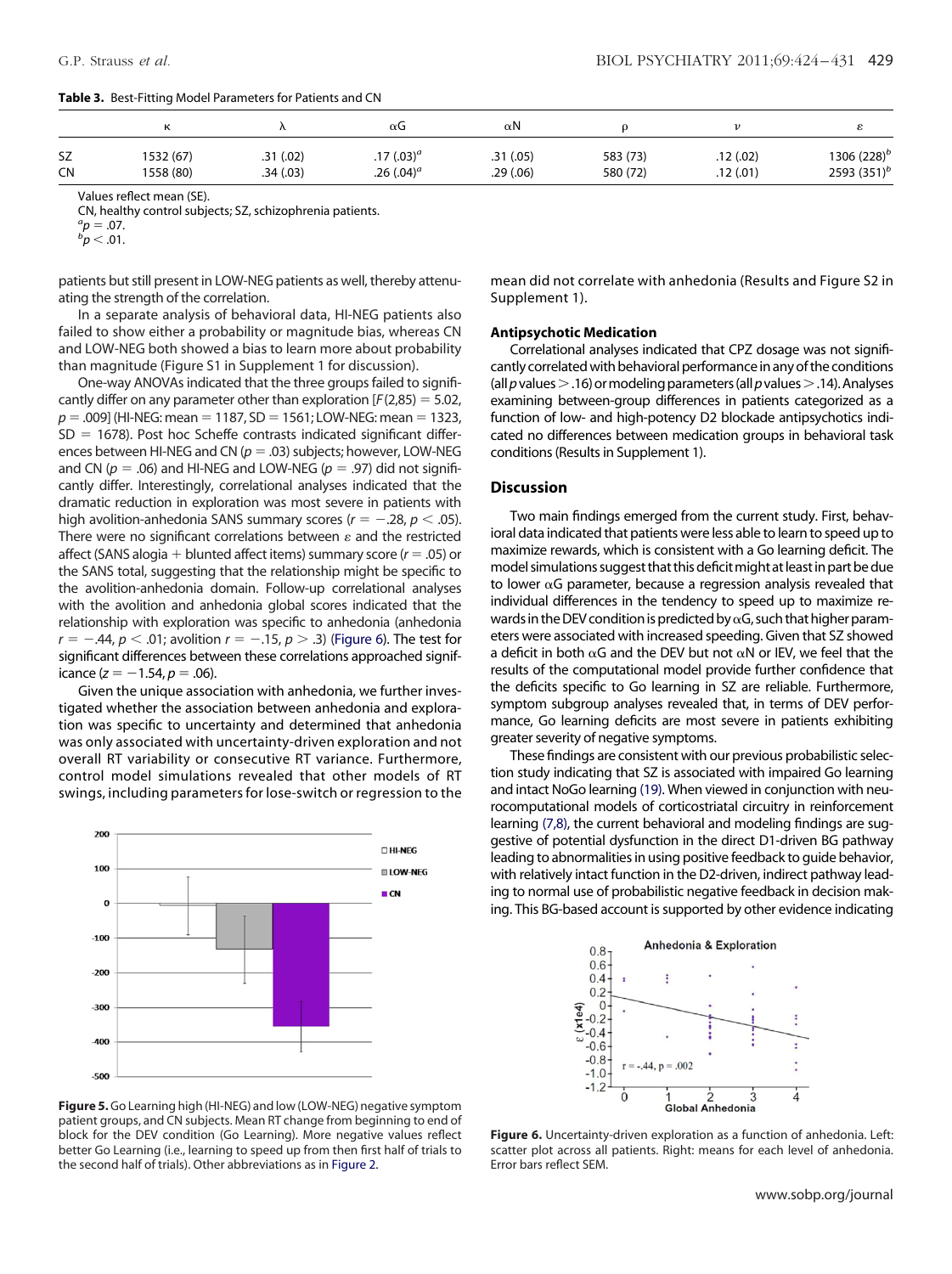**Table 3.** Best-Fitting Model Parameters for Patients and CN

| | κ | λ | αG | αN | ρ | ν | ε |
|---|---|---|---|---|---|---|---|
| SZ | 1532 (67) | .31 (.02) | .17 (.03)[a] | .31 (.05) | 583 (73) | .12 (.02) | 1306 (228)[b] |
| CN | 1558 (80) | .34 (.03) | .26 (.04)[a] | .29 (.06) | 580 (72) | .12 (.01) | 2593 (351)[b] |

Values reflect mean (SE).

CN, healthy control subjects; SZ, schizophrenia patients.

[a] $p = .07$.

[b] $p < .01$.

patients but still present in LOW-NEG patients as well, thereby attenuating the strength of the correlation.

In a separate analysis of behavioral data, HI-NEG patients also failed to show either a probability or magnitude bias, whereas CN and LOW-NEG both showed a bias to learn more about probability than magnitude (Figure S1 in Supplement 1 for discussion).

One-way ANOVAs indicated that the three groups failed to significantly differ on any parameter other than exploration [$F(2,85) = 5.02$, $p = .009$] (HI-NEG: mean = 1187, SD = 1561; LOW-NEG: mean = 1323, SD = 1678). Post hoc Scheffe contrasts indicated significant differences between HI-NEG and CN ($p = .03$) subjects; however, LOW-NEG and CN ($p = .06$) and HI-NEG and LOW-NEG ($p = .97$) did not significantly differ. Interestingly, correlational analyses indicated that the dramatic reduction in exploration was most severe in patients with high avolition-anhedonia SANS summary scores ($r = -.28$, $p < .05$). There were no significant correlations between ε and the restricted affect (SANS alogia + blunted affect items) summary score ($r = .05$) or the SANS total, suggesting that the relationship might be specific to the avolition-anhedonia domain. Follow-up correlational analyses with the avolition and anhedonia global scores indicated that the relationship with exploration was specific to anhedonia (anhedonia $r = -.44$, $p < .01$; avolition $r = -.15$, $p > .3$) (Figure 6). The test for significant differences between these correlations approached significance ($z = -1.54$, $p = .06$).

Given the unique association with anhedonia, we further investigated whether the association between anhedonia and exploration was specific to uncertainty and determined that anhedonia was only associated with uncertainty-driven exploration and not overall RT variability or consecutive RT variance. Furthermore, control model simulations revealed that other models of RT swings, including parameters for lose-switch or regression to the mean did not correlate with anhedonia (Results and Figure S2 in Supplement 1).

**Figure 5.** Go Learning high (HI-NEG) and low (LOW-NEG) negative symptom patient groups, and CN subjects. Mean RT change from beginning to end of block for the DEV condition (Go Learning). More negative values reflect better Go Learning (i.e., learning to speed up from then first half of trials to the second half of trials). Other abbreviations as in Figure 2.

### Antipsychotic Medication

Correlational analyses indicated that CPZ dosage was not significantly correlated with behavioral performance in any of the conditions (all $p$ values > .16) or modeling parameters (all $p$ values > .14). Analyses examining between-group differences in patients categorized as a function of low- and high-potency D2 blockade antipsychotics indicated no differences between medication groups in behavioral task conditions (Results in Supplement 1).

## Discussion

Two main findings emerged from the current study. First, behavioral data indicated that patients were less able to learn to speed up to maximize rewards, which is consistent with a Go learning deficit. The model simulations suggest that this deficit might at least in part be due to lower αG parameter, because a regression analysis revealed that individual differences in the tendency to speed up to maximize rewards in the DEV condition is predicted by αG, such that higher parameters were associated with increased speeding. Given that SZ showed a deficit in both αG and the DEV but not αN or IEV, we feel that the results of the computational model provide further confidence that the deficits specific to Go learning in SZ are reliable. Furthermore, symptom subgroup analyses revealed that, in terms of DEV performance, Go learning deficits are most severe in patients exhibiting greater severity of negative symptoms.

These findings are consistent with our previous probabilistic selection study indicating that SZ is associated with impaired Go learning and intact NoGo learning (19). When viewed in conjunction with neurocomputational models of corticostriatal circuitry in reinforcement learning (7,8), the current behavioral and modeling findings are suggestive of potential dysfunction in the direct D1-driven BG pathway leading to abnormalities in using positive feedback to guide behavior, with relatively intact function in the D2-driven, indirect pathway leading to normal use of probabilistic negative feedback in decision making. This BG-based account is supported by other evidence indicating

**Figure 6.** Uncertainty-driven exploration as a function of anhedonia. Left: scatter plot across all patients. Right: means for each level of anhedonia. Error bars reflect SEM.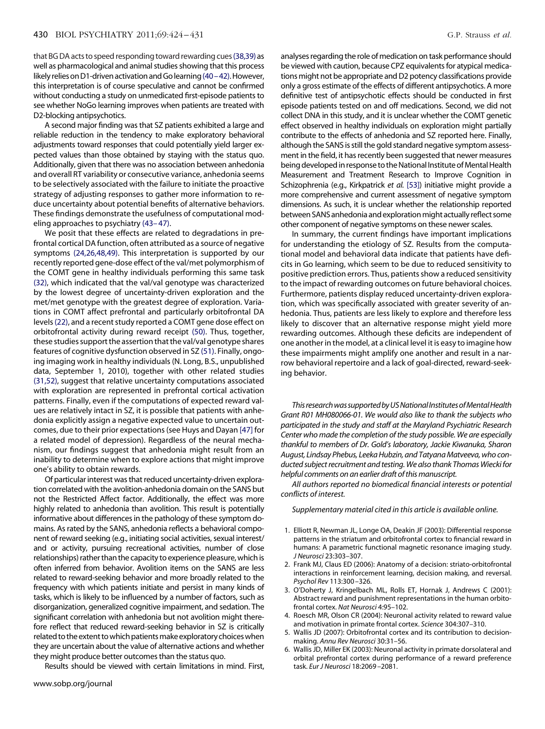that BG DA acts to speed responding toward rewarding cues (38,39) as well as pharmacological and animal studies showing that this process likely relies on D1-driven activation and Go learning (40–42). However, this interpretation is of course speculative and cannot be confirmed without conducting a study on unmedicated first-episode patients to see whether NoGo learning improves when patients are treated with D2-blocking antipsychotics.

A second major finding was that SZ patients exhibited a large and reliable reduction in the tendency to make exploratory behavioral adjustments toward responses that could potentially yield larger expected values than those obtained by staying with the status quo. Additionally, given that there was no association between anhedonia and overall RT variability or consecutive variance, anhedonia seems to be selectively associated with the failure to initiate the proactive strategy of adjusting responses to gather more information to reduce uncertainty about potential benefits of alternative behaviors. These findings demonstrate the usefulness of computational modeling approaches to psychiatry (43–47).

We posit that these effects are related to degradations in prefrontal cortical DA function, often attributed as a source of negative symptoms (24,26,48,49). This interpretation is supported by our recently reported gene-dose effect of the val/met polymorphism of the COMT gene in healthy individuals performing this same task (32), which indicated that the val/val genotype was characterized by the lowest degree of uncertainty-driven exploration and the met/met genotype with the greatest degree of exploration. Variations in COMT affect prefrontal and particularly orbitofrontal DA levels (22), and a recent study reported a COMT gene dose effect on orbitofrontal activity during reward receipt (50). Thus, together, these studies support the assertion that the val/val genotype shares features of cognitive dysfunction observed in SZ (51). Finally, ongoing imaging work in healthy individuals (N. Long, B.S., unpublished data, September 1, 2010), together with other related studies (31,52), suggest that relative uncertainty computations associated with exploration are represented in prefrontal cortical activation patterns. Finally, even if the computations of expected reward values are relatively intact in SZ, it is possible that patients with anhedonia explicitly assign a negative expected value to uncertain outcomes, due to their prior expectations (see Huys and Dayan [47] for a related model of depression). Regardless of the neural mechanism, our findings suggest that anhedonia might result from an inability to determine when to explore actions that might improve one's ability to obtain rewards.

Of particular interest was that reduced uncertainty-driven exploration correlated with the avolition-anhedonia domain on the SANS but not the Restricted Affect factor. Additionally, the effect was more highly related to anhedonia than avolition. This result is potentially informative about differences in the pathology of these symptom domains. As rated by the SANS, anhedonia reflects a behavioral component of reward seeking (e.g., initiating social activities, sexual interest/and or activity, pursuing recreational activities, number of close relationships) rather than the capacity to experience pleasure, which is often inferred from behavior. Avolition items on the SANS are less related to reward-seeking behavior and more broadly related to the frequency with which patients initiate and persist in many kinds of tasks, which is likely to be influenced by a number of factors, such as disorganization, generalized cognitive impairment, and sedation. The significant correlation with anhedonia but not avolition might therefore reflect that reduced reward-seeking behavior in SZ is critically related to the extent to which patients make exploratory choices when they are uncertain about the value of alternative actions and whether they might produce better outcomes than the status quo.

Results should be viewed with certain limitations in mind. First, analyses regarding the role of medication on task performance should be viewed with caution, because CPZ equivalents for atypical medications might not be appropriate and D2 potency classifications provide only a gross estimate of the effects of different antipsychotics. A more definitive test of antipsychotic effects should be conducted in first episode patients tested on and off medications. Second, we did not collect DNA in this study, and it is unclear whether the COMT genetic effect observed in healthy individuals on exploration might partially contribute to the effects of anhedonia and SZ reported here. Finally, although the SANS is still the gold standard negative symptom assessment in the field, it has recently been suggested that newer measures being developed in response to the National Institute of Mental Health Measurement and Treatment Research to Improve Cognition in Schizophrenia (e.g., Kirkpatrick *et al.* [53]) initiative might provide a more comprehensive and current assessment of negative symptom dimensions. As such, it is unclear whether the relationship reported between SANS anhedonia and exploration might actually reflect some other component of negative symptoms on these newer scales.

In summary, the current findings have important implications for understanding the etiology of SZ. Results from the computational model and behavioral data indicate that patients have deficits in Go learning, which seem to be due to reduced sensitivity to positive prediction errors. Thus, patients show a reduced sensitivity to the impact of rewarding outcomes on future behavioral choices. Furthermore, patients display reduced uncertainty-driven exploration, which was specifically associated with greater severity of anhedonia. Thus, patients are less likely to explore and therefore less likely to discover that an alternative response might yield more rewarding outcomes. Although these deficits are independent of one another in the model, at a clinical level it is easy to imagine how these impairments might amplify one another and result in a narrow behavioral repertoire and a lack of goal-directed, reward-seeking behavior.

*This research was supported by US National Institutes of Mental Health Grant R01 MH080066-01. We would also like to thank the subjects who participated in the study and staff at the Maryland Psychiatric Research Center who made the completion of the study possible. We are especially thankful to members of Dr. Gold's laboratory, Jackie Kiwanuka, Sharon August, Lindsay Phebus, Leeka Hubzin, and Tatyana Matveeva, who conducted subject recruitment and testing. We also thank Thomas Wiecki for helpful comments on an earlier draft of this manuscript.*

*All authors reported no biomedical financial interests or potential conflicts of interest.*

*Supplementary material cited in this article is available online.*

1. Elliott R, Newman JL, Longe OA, Deakin JF (2003): Differential response patterns in the striatum and orbitofrontal cortex to financial reward in humans: A parametric functional magnetic resonance imaging study. *J Neurosci* 23:303–307.
2. Frank MJ, Claus ED (2006): Anatomy of a decision: striato-orbitofrontal interactions in reinforcement learning, decision making, and reversal. *Psychol Rev* 113:300–326.
3. O'Doherty J, Kringelbach ML, Rolls ET, Hornak J, Andrews C (2001): Abstract reward and punishment representations in the human orbitofrontal cortex. *Nat Neurosci* 4:95–102.
4. Roesch MR, Olson CR (2004): Neuronal activity related to reward value and motivation in primate frontal cortex. *Science* 304:307–310.
5. Wallis JD (2007): Orbitofrontal cortex and its contribution to decision-making. *Annu Rev Neurosci* 30:31–56.
6. Wallis JD, Miller EK (2003): Neuronal activity in primate dorsolateral and orbital prefrontal cortex during performance of a reward preference task. *Eur J Neurosci* 18:2069–2081.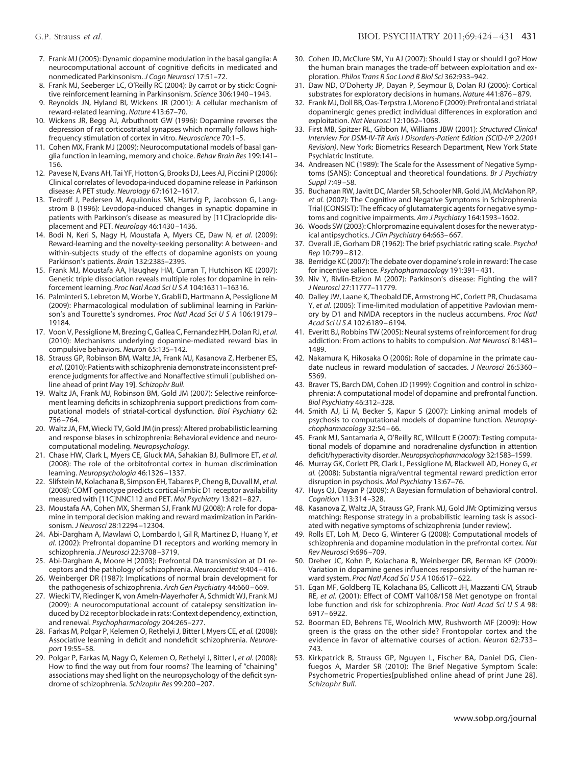7. Frank MJ (2005): Dynamic dopamine modulation in the basal ganglia: A neurocomputational account of cognitive deficits in medicated and nonmedicated Parkinsonism. *J Cogn Neurosci* 17:51–72.
8. Frank MJ, Seeberger LC, O'Reilly RC (2004): By carrot or by stick: Cognitive reinforcement learning in Parkinsonism. *Science* 306:1940–1943.
9. Reynolds JN, Hyland BI, Wickens JR (2001): A cellular mechanism of reward-related learning. *Nature* 413:67–70.
10. Wickens JR, Begg AJ, Arbuthnott GW (1996): Dopamine reverses the depression of rat corticostriatal synapses which normally follows high-frequency stimulation of cortex in vitro. *Neuroscience* 70:1–5.
11. Cohen MX, Frank MJ (2009): Neurocomputational models of basal ganglia function in learning, memory and choice. *Behav Brain Res* 199:141–156.
12. Pavese N, Evans AH, Tai YF, Hotton G, Brooks DJ, Lees AJ, Piccini P (2006): Clinical correlates of levodopa-induced dopamine release in Parkinson disease: A PET study. *Neurology* 67:1612–1617.
13. Tedroff J, Pedersen M, Aquilonius SM, Hartvig P, Jacobsson G, Langstrom B (1996): Levodopa-induced changes in synaptic dopamine in patients with Parkinson's disease as measured by [11C]raclopride displacement and PET. *Neurology* 46:1430–1436.
14. Bodi N, Keri S, Nagy H, Moustafa A, Myers CE, Daw N, *et al.* (2009): Reward-learning and the novelty-seeking personality: A between- and within-subjects study of the effects of dopamine agonists on young Parkinson's patients. *Brain* 132:2385–2395.
15. Frank MJ, Moustafa AA, Haughey HM, Curran T, Hutchison KE (2007): Genetic triple dissociation reveals multiple roles for dopamine in reinforcement learning. *Proc Natl Acad Sci U S A* 104:16311–16316.
16. Palminteri S, Lebreton M, Worbe Y, Grabli D, Hartmann A, Pessiglione M (2009): Pharmacological modulation of subliminal learning in Parkinson's and Tourette's syndromes. *Proc Natl Acad Sci U S A* 106:19179–19184.
17. Voon V, Pessiglione M, Brezing C, Gallea C, Fernandez HH, Dolan RJ, *et al.* (2010): Mechanisms underlying dopamine-mediated reward bias in compulsive behaviors. *Neuron* 65:135–142.
18. Strauss GP, Robinson BM, Waltz JA, Frank MJ, Kasanova Z, Herbener ES, *et al.* (2010): Patients with schizophrenia demonstrate inconsistent preference judgments for affective and Nonaffective stimuli [published online ahead of print May 19]. *Schizophr Bull*.
19. Waltz JA, Frank MJ, Robinson BM, Gold JM (2007): Selective reinforcement learning deficits in schizophrenia support predictions from computational models of striatal-cortical dysfunction. *Biol Psychiatry* 62: 756–764.
20. Waltz JA, FM, Wiecki TV, Gold JM (in press): Altered probabilistic learning and response biases in schizophrenia: Behavioral evidence and neurocomputational modeling. *Neuropsychology*.
21. Chase HW, Clark L, Myers CE, Gluck MA, Sahakian BJ, Bullmore ET, *et al.* (2008): The role of the orbitofrontal cortex in human discrimination learning. *Neuropsychologia* 46:1326–1337.
22. Slifstein M, Kolachana B, Simpson EH, Tabares P, Cheng B, Duvall M, *et al.* (2008): COMT genotype predicts cortical-limbic D1 receptor availability measured with [11C]NNC112 and PET. *Mol Psychiatry* 13:821–827.
23. Moustafa AA, Cohen MX, Sherman SJ, Frank MJ (2008): A role for dopamine in temporal decision making and reward maximization in Parkinsonism. *J Neurosci* 28:12294–12304.
24. Abi-Dargham A, Mawlawi O, Lombardo I, Gil R, Martinez D, Huang Y, *et al.* (2002): Prefrontal dopamine D1 receptors and working memory in schizophrenia. *J Neurosci* 22:3708–3719.
25. Abi-Dargham A, Moore H (2003): Prefrontal DA transmission at D1 receptors and the pathology of schizophrenia. *Neuroscientist* 9:404–416.
26. Weinberger DR (1987): Implications of normal brain development for the pathogenesis of schizophrenia. *Arch Gen Psychiatry* 44:660–669.
27. Wiecki TV, Riedinger K, von Ameln-Mayerhofer A, Schmidt WJ, Frank MJ (2009): A neurocomputational account of catalepsy sensitization induced by D2 receptor blockade in rats: Context dependency, extinction, and renewal. *Psychopharmacology* 204:265–277.
28. Farkas M, Polgar P, Kelemen O, Rethelyi J, Bitter I, Myers CE, *et al.* (2008): Associative learning in deficit and nondeficit schizophrenia. *Neuroreport* 19:55–58.
29. Polgar P, Farkas M, Nagy O, Kelemen O, Rethelyi J, Bitter I, *et al.* (2008): How to find the way out from four rooms? The learning of "chaining" associations may shed light on the neuropsychology of the deficit syndrome of schizophrenia. *Schizophr Res* 99:200–207.
30. Cohen JD, McClure SM, Yu AJ (2007): Should I stay or should I go? How the human brain manages the trade-off between exploitation and exploration. *Philos Trans R Soc Lond B Biol Sci* 362:933–942.
31. Daw ND, O'Doherty JP, Dayan P, Seymour B, Dolan RJ (2006): Cortical substrates for exploratory decisions in humans. *Nature* 441:876–879.
32. Frank MJ, Doll BB, Oas-Terpstra J, Moreno F (2009): Prefrontal and striatal dopaminergic genes predict individual differences in exploration and exploitation. *Nat Neurosci* 12:1062–1068.
33. First MB, Spitzer RL, Gibbon M, Williams JBW (2001): *Structured Clinical Interview For DSM-IV-TR Axis I Disorders-Patient Edition (SCID-I/P 2/2001 Revision)*. New York: Biometrics Research Department, New York State Psychiatric Institute.
34. Andreasen NC (1989): The Scale for the Assessment of Negative Symptoms (SANS): Conceptual and theoretical foundations. *Br J Psychiatry Suppl* 7:49–58.
35. Buchanan RW, Javitt DC, Marder SR, Schooler NR, Gold JM, McMahon RP, *et al.* (2007): The Cognitive and Negative Symptoms in Schizophrenia Trial (CONSIST): The efficacy of glutamatergic agents for negative symptoms and cognitive impairments. *Am J Psychiatry* 164:1593–1602.
36. Woods SW (2003): Chlorpromazine equivalent doses for the newer atypical antipsychotics. *J Clin Psychiatry* 64:663–667.
37. Overall JE, Gorham DR (1962): The brief psychiatric rating scale. *Psychol Rep* 10:799–812.
38. Berridge KC (2007): The debate over dopamine's role in reward: The case for incentive salience. *Psychopharmacology* 191:391–431.
39. Niv Y, Rivlin-Etzion M (2007): Parkinson's disease: Fighting the will? *J Neurosci* 27:11777–11779.
40. Dalley JW, Laane K, Theobald DE, Armstrong HC, Corlett PR, Chudasama Y, *et al.* (2005): Time-limited modulation of appetitive Pavlovian memory by D1 and NMDA receptors in the nucleus accumbens. *Proc Natl Acad Sci U S A* 102:6189–6194.
41. Everitt BJ, Robbins TW (2005): Neural systems of reinforcement for drug addiction: From actions to habits to compulsion. *Nat Neurosci* 8:1481–1489.
42. Nakamura K, Hikosaka O (2006): Role of dopamine in the primate caudate nucleus in reward modulation of saccades. *J Neurosci* 26:5360–5369.
43. Braver TS, Barch DM, Cohen JD (1999): Cognition and control in schizophrenia: A computational model of dopamine and prefrontal function. *Biol Psychiatry* 46:312–328.
44. Smith AJ, Li M, Becker S, Kapur S (2007): Linking animal models of psychosis to computational models of dopamine function. *Neuropsychopharmacology* 32:54–66.
45. Frank MJ, Santamaria A, O'Reilly RC, Willcutt E (2007): Testing computational models of dopamine and noradrenaline dysfunction in attention deficit/hyperactivity disorder. *Neuropsychopharmacology* 32:1583–1599.
46. Murray GK, Corlett PR, Clark L, Pessiglione M, Blackwell AD, Honey G, *et al.* (2008): Substantia nigra/ventral tegmental reward prediction error disruption in psychosis. *Mol Psychiatry* 13:67–76.
47. Huys QJ, Dayan P (2009): A Bayesian formulation of behavioral control. *Cognition* 113:314–328.
48. Kasanova Z, Waltz JA, Strauss GP, Frank MJ, Gold JM: Optimizing versus matching: Response strategy in a probabilistic learning task is associated with negative symptoms of schizophrenia (under review).
49. Rolls ET, Loh M, Deco G, Winterer G (2008): Computational models of schizophrenia and dopamine modulation in the prefrontal cortex. *Nat Rev Neurosci* 9:696–709.
50. Dreher JC, Kohn P, Kolachana B, Weinberger DR, Berman KF (2009): Variation in dopamine genes influences responsivity of the human reward system. *Proc Natl Acad Sci U S A* 106:617–622.
51. Egan MF, Goldberg TE, Kolachana BS, Callicott JH, Mazzanti CM, Straub RE, *et al.* (2001): Effect of COMT Val108/158 Met genotype on frontal lobe function and risk for schizophrenia. *Proc Natl Acad Sci U S A* 98: 6917–6922.
52. Boorman ED, Behrens TE, Woolrich MW, Rushworth MF (2009): How green is the grass on the other side? Frontopolar cortex and the evidence in favor of alternative courses of action. *Neuron* 62:733–743.
53. Kirkpatrick B, Strauss GP, Nguyen L, Fischer BA, Daniel DG, Cienfuegos A, Marder SR (2010): The Brief Negative Symptom Scale: Psychometric Properties[published online ahead of print June 28]. *Schizophr Bull*.